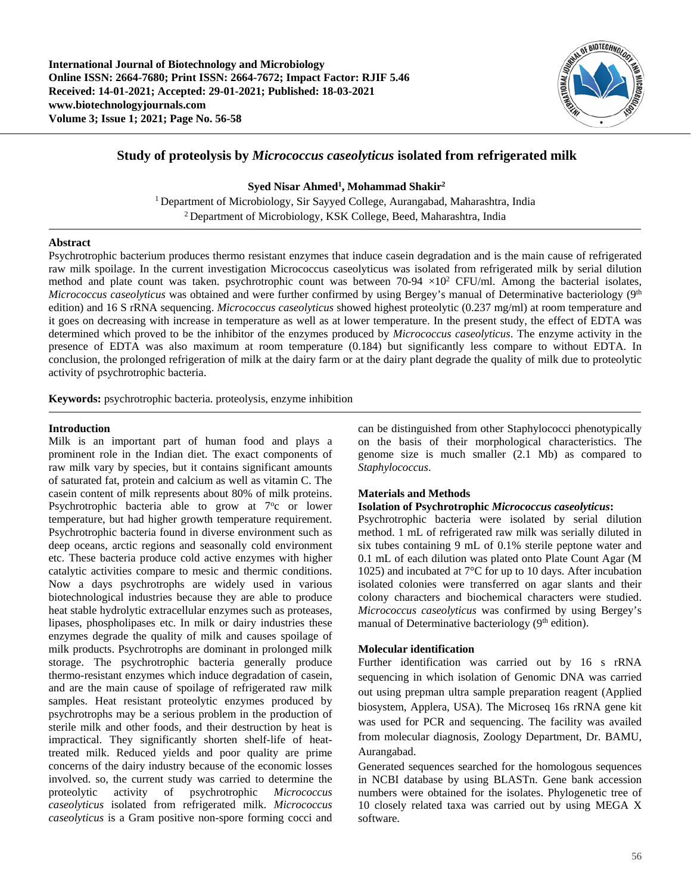International Journal of Biotechnology and Microbiology
Online ISSN: 2664-7680; Print ISSN: 2664-7672; Impact Factor: RJIF 5.46
Received: 14-01-2021; Accepted: 29-01-2021; Published: 18-03-2021
www.biotechnologyjournals.com
Volume 3; Issue 1; 2021; Page No. 56-58

# Study of proteolysis by *Micrococcus caseolyticus* isolated from refrigerated milk

**Syed Nisar Ahmed[1], Mohammad Shakir[2]**

[1] Department of Microbiology, Sir Sayyed College, Aurangabad, Maharashtra, India
[2] Department of Microbiology, KSK College, Beed, Maharashtra, India

## Abstract

Psychrotrophic bacterium produces thermo resistant enzymes that induce casein degradation and is the main cause of refrigerated raw milk spoilage. In the current investigation Micrococcus caseolyticus was isolated from refrigerated milk by serial dilution method and plate count was taken. psychrotrophic count was between 70-94 $\times 10^2$ CFU/ml. Among the bacterial isolates, *Micrococcus caseolyticus* was obtained and were further confirmed by using Bergey's manual of Determinative bacteriology (9th edition) and 16 S rRNA sequencing. *Micrococcus caseolyticus* showed highest proteolytic (0.237 mg/ml) at room temperature and it goes on decreasing with increase in temperature as well as at lower temperature. In the present study, the effect of EDTA was determined which proved to be the inhibitor of the enzymes produced by *Micrococcus caseolyticus*. The enzyme activity in the presence of EDTA was also maximum at room temperature (0.184) but significantly less compare to without EDTA. In conclusion, the prolonged refrigeration of milk at the dairy farm or at the dairy plant degrade the quality of milk due to proteolytic activity of psychrotrophic bacteria.

**Keywords:** psychrotrophic bacteria. proteolysis, enzyme inhibition

## Introduction

Milk is an important part of human food and plays a prominent role in the Indian diet. The exact components of raw milk vary by species, but it contains significant amounts of saturated fat, protein and calcium as well as vitamin C. The casein content of milk represents about 80% of milk proteins. Psychrotrophic bacteria able to grow at 7°c or lower temperature, but had higher growth temperature requirement. Psychrotrophic bacteria found in diverse environment such as deep oceans, arctic regions and seasonally cold environment etc. These bacteria produce cold active enzymes with higher catalytic activities compare to mesic and thermic conditions. Now a days psychrotrophs are widely used in various biotechnological industries because they are able to produce heat stable hydrolytic extracellular enzymes such as proteases, lipases, phospholipases etc. In milk or dairy industries these enzymes degrade the quality of milk and causes spoilage of milk products. Psychrotrophs are dominant in prolonged milk storage. The psychrotrophic bacteria generally produce thermo-resistant enzymes which induce degradation of casein, and are the main cause of spoilage of refrigerated raw milk samples. Heat resistant proteolytic enzymes produced by psychrotrophs may be a serious problem in the production of sterile milk and other foods, and their destruction by heat is impractical. They significantly shorten shelf-life of heat-treated milk. Reduced yields and poor quality are prime concerns of the dairy industry because of the economic losses involved. so, the current study was carried to determine the proteolytic activity of psychrotrophic *Micrococcus caseolyticus* isolated from refrigerated milk. *Micrococcus caseolyticus* is a Gram positive non-spore forming cocci and can be distinguished from other Staphylococci phenotypically on the basis of their morphological characteristics. The genome size is much smaller (2.1 Mb) as compared to *Staphylococcus*.

## Materials and Methods

### Isolation of Psychrotrophic *Micrococcus caseolyticus*:

Psychrotrophic bacteria were isolated by serial dilution method. 1 mL of refrigerated raw milk was serially diluted in six tubes containing 9 mL of 0.1% sterile peptone water and 0.1 mL of each dilution was plated onto Plate Count Agar (M 1025) and incubated at 7°C for up to 10 days. After incubation isolated colonies were transferred on agar slants and their colony characters and biochemical characters were studied. *Micrococcus caseolyticus* was confirmed by using Bergey's manual of Determinative bacteriology (9th edition).

### Molecular identification

Further identification was carried out by 16 s rRNA sequencing in which isolation of Genomic DNA was carried out using prepman ultra sample preparation reagent (Applied biosystem, Applera, USA). The Microseq 16s rRNA gene kit was used for PCR and sequencing. The facility was availed from molecular diagnosis, Zoology Department, Dr. BAMU, Aurangabad.

Generated sequences searched for the homologous sequences in NCBI database by using BLASTn. Gene bank accession numbers were obtained for the isolates. Phylogenetic tree of 10 closely related taxa was carried out by using MEGA X software.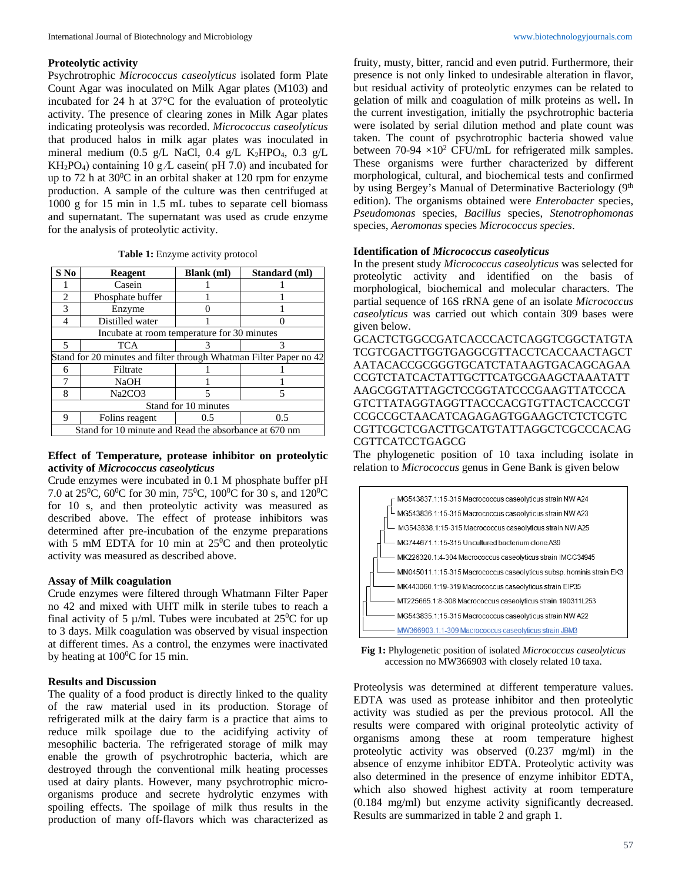### Proteolytic activity

Psychrotrophic *Micrococcus caseolyticus* isolated form Plate Count Agar was inoculated on Milk Agar plates (M103) and incubated for 24 h at 37°C for the evaluation of proteolytic activity. The presence of clearing zones in Milk Agar plates indicating proteolysis was recorded. *Micrococcus caseolyticus* that produced halos in milk agar plates was inoculated in mineral medium (0.5 g/L NaCl, 0.4 g/L $K_2HPO_4$, 0.3 g/L $KH_2PO_4$) containing 10 g ⁄L casein( pH 7.0) and incubated for up to 72 h at 30$^0$C in an orbital shaker at 120 rpm for enzyme production. A sample of the culture was then centrifuged at 1000 g for 15 min in 1.5 mL tubes to separate cell biomass and supernatant. The supernatant was used as crude enzyme for the analysis of proteolytic activity.

**Table 1:** Enzyme activity protocol

| S No | Reagent | Blank (ml) | Standard (ml) |
|---|---|---|---|
| 1 | Casein | 1 | 1 |
| 2 | Phosphate buffer | 1 | 1 |
| 3 | Enzyme | 0 | 1 |
| 4 | Distilled water | 1 | 0 |
| Incubate at room temperature for 30 minutes | | | |
| 5 | TCA | 3 | 3 |
| Stand for 20 minutes and filter through Whatman Filter Paper no 42 | | | |
| 6 | Filtrate | 1 | 1 |
| 7 | NaOH | 1 | 1 |
| 8 | Na2CO3 | 5 | 5 |
| Stand for 10 minutes | | | |
| 9 | Folins reagent | 0.5 | 0.5 |
| Stand for 10 minute and Read the absorbance at 670 nm | | | |

### Effect of Temperature, protease inhibitor on proteolytic activity of *Micrococcus caseolyticus*

Crude enzymes were incubated in 0.1 M phosphate buffer pH 7.0 at 25$^0$C, 60$^0$C for 30 min, 75$^0$C, 100$^0$C for 30 s, and 120$^0$C for 10 s, and then proteolytic activity was measured as described above. The effect of protease inhibitors was determined after pre-incubation of the enzyme preparations with 5 mM EDTA for 10 min at 25$^0$C and then proteolytic activity was measured as described above.

### Assay of Milk coagulation

Crude enzymes were filtered through Whatmann Filter Paper no 42 and mixed with UHT milk in sterile tubes to reach a final activity of 5 µ/ml. Tubes were incubated at 25$^0$C for up to 3 days. Milk coagulation was observed by visual inspection at different times. As a control, the enzymes were inactivated by heating at 100$^0$C for 15 min.

### Results and Discussion

The quality of a food product is directly linked to the quality of the raw material used in its production. Storage of refrigerated milk at the dairy farm is a practice that aims to reduce milk spoilage due to the acidifying activity of mesophilic bacteria. The refrigerated storage of milk may enable the growth of psychrotrophic bacteria, which are destroyed through the conventional milk heating processes used at dairy plants. However, many psychrotrophic micro-organisms produce and secrete hydrolytic enzymes with spoiling effects. The spoilage of milk thus results in the production of many off-flavors which was characterized as fruity, musty, bitter, rancid and even putrid. Furthermore, their presence is not only linked to undesirable alteration in flavor, but residual activity of proteolytic enzymes can be related to gelation of milk and coagulation of milk proteins as well**.** In the current investigation, initially the psychrotrophic bacteria were isolated by serial dilution method and plate count was taken. The count of psychrotrophic bacteria showed value between 70-94 $\times10^2$ CFU/mL for refrigerated milk samples. These organisms were further characterized by different morphological, cultural, and biochemical tests and confirmed by using Bergey's Manual of Determinative Bacteriology (9$^{th}$ edition). The organisms obtained were *Enterobacter* species, *Pseudomonas* species, *Bacillus* species, *Stenotrophomonas* species, *Aeromonas* species *Micrococcus species*.

### Identification of *Micrococcus caseolyticus*

In the present study *Micrococcus caseolyticus* was selected for proteolytic activity and identified on the basis of morphological, biochemical and molecular characters. The partial sequence of 16S rRNA gene of an isolate *Micrococcus caseolyticus* was carried out which contain 309 bases were given below.

```
GCACTCTGGCCGATCACCCACTCAGGTCGGCTATGTA
TCGTCGACTTGGTGAGGCGTTACCTCACCAACTAGCT
AATACACCGCGGGTGCATCTATAAGTGACAGCAGAA
CCGTCTATCACTATTGCTTCATGCGAAGCTAAATATT
AAGCGGTATTAGCTCCGGTATCCCGAAGTTATCCCA
GTCTTATAGGTAGGTTACCCACGTGTTACTCACCCGT
CCGCCGCTAACATCAGAGAGTGGAAGCTCTCTCGTC
CGTTCGCTCGACTTGCATGTATTAGGCTCGCCCACAG
CGTTCATCCTGAGCG
```

The phylogenetic position of 10 taxa including isolate in relation to *Micrococcus* genus in Gene Bank is given below

MG543837.1:15-315 Macrococcus caseolyticus strain NW A24
MG543836.1:15-315 Macrococcus caseolyticus strain NW A23
MG543838.1:15-315 Macrococcus caseolyticus strain NW A25
MG744671.1:15-315 Uncultured bacterium clone A39
MK226320.1:4-304 Macrococcus caseolyticus strain IMCC34945
MN045011.1:15-315 Macrococcus caseolyticus subsp. hominis strain EK3
MK443060.1:19-319 Macrococcus caseolyticus strain EIP35
MT225665.1:8-308 Macrococcus caseolyticus strain 190311L253
MG543835.1:15-315 Macrococcus caseolyticus strain NW A22
MW366903.1:1-309 Macrococcus caseolyticus strain JBM3

**Fig 1:** Phylogenetic position of isolated *Micrococcus caseolyticus* accession no MW366903 with closely related 10 taxa.

Proteolysis was determined at different temperature values. EDTA was used as protease inhibitor and then proteolytic activity was studied as per the previous protocol. All the results were compared with original proteolytic activity of organisms among these at room temperature highest proteolytic activity was observed (0.237 mg/ml) in the absence of enzyme inhibitor EDTA. Proteolytic activity was also determined in the presence of enzyme inhibitor EDTA, which also showed highest activity at room temperature (0.184 mg/ml) but enzyme activity significantly decreased. Results are summarized in table 2 and graph 1.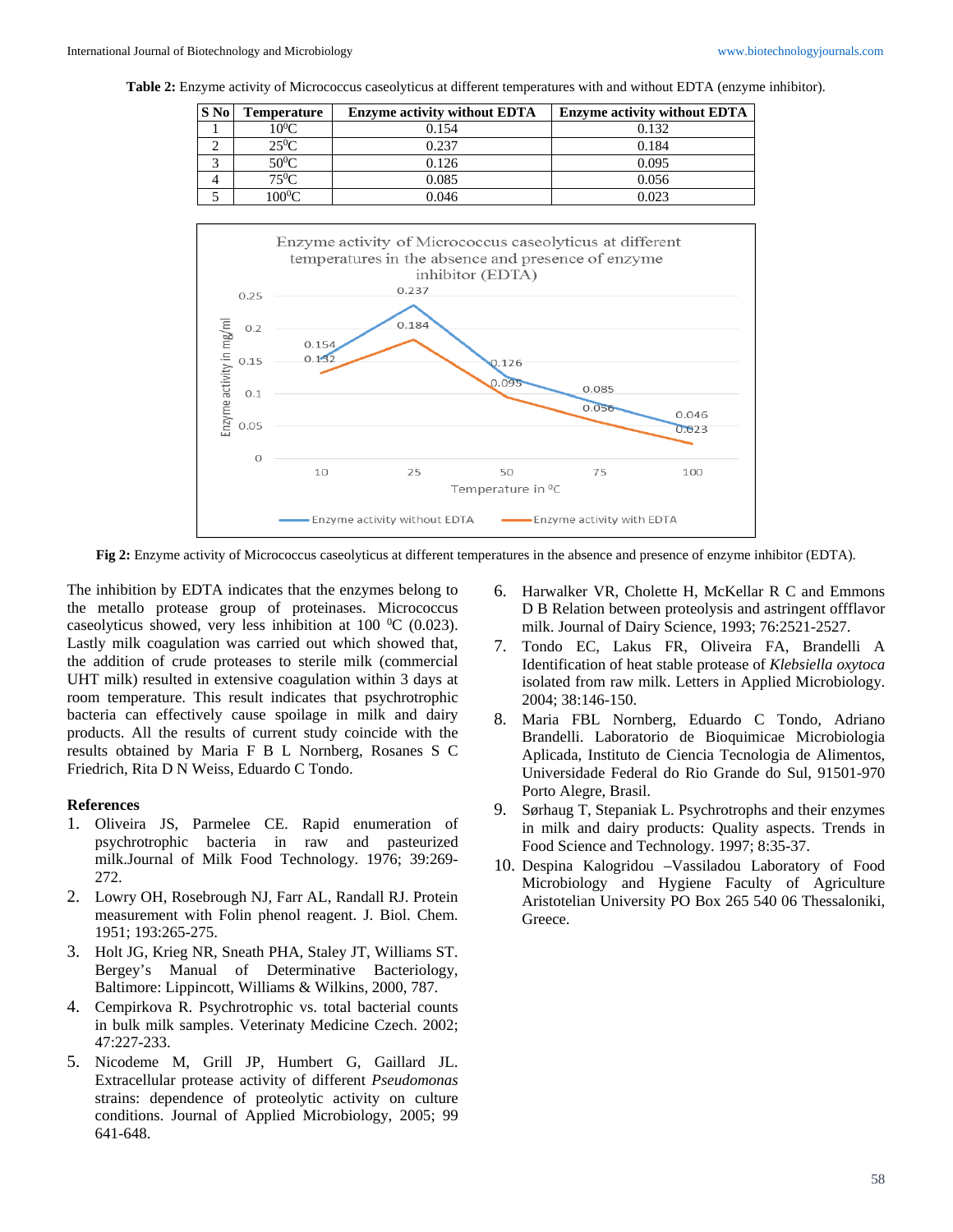**Table 2:** Enzyme activity of Micrococcus caseolyticus at different temperatures with and without EDTA (enzyme inhibitor).

| S No | Temperature | Enzyme activity without EDTA | Enzyme activity without EDTA |
|---|---|---|---|
| 1 | $10^0$C | 0.154 | 0.132 |
| 2 | $25^0$C | 0.237 | 0.184 |
| 3 | $50^0$C | 0.126 | 0.095 |
| 4 | $75^0$C | 0.085 | 0.056 |
| 5 | $100^0$C | 0.046 | 0.023 |

Enzyme activity of Micrococcus caseolyticus at different temperatures in the absence and presence of enzyme inhibitor (EDTA)

Enzyme activity in mg/ml

0.25
0.2
0.15
0.1
0.05
0

0.237
0.184
0.154
0.132
0.126
0.095
0.085
0.056
0.046
0.023

10
25
50
75
100

Temperature in ⁰C

Enzyme activity without EDTA
Enzyme activity with EDTA

**Fig 2:** Enzyme activity of Micrococcus caseolyticus at different temperatures in the absence and presence of enzyme inhibitor (EDTA).

The inhibition by EDTA indicates that the enzymes belong to the metallo protease group of proteinases. Micrococcus caseolytricus showed, very less inhibition at 100 $^0$C (0.023). Lastly milk coagulation was carried out which showed that, the addition of crude proteases to sterile milk (commercial UHT milk) resulted in extensive coagulation within 3 days at room temperature. This result indicates that psychrotrophic bacteria can effectively cause spoilage in milk and dairy products. All the results of current study coincide with the results obtained by Maria F B L Nornberg, Rosanes S C Friedrich, Rita D N Weiss, Eduardo C Tondo.

## References

1. Oliveira JS, Parmelee CE. Rapid enumeration of psychrotrophic bacteria in raw and pasteurized milk.Journal of Milk Food Technology. 1976; 39:269-272.
2. Lowry OH, Rosebrough NJ, Farr AL, Randall RJ. Protein measurement with Folin phenol reagent. J. Biol. Chem. 1951; 193:265-275.
3. Holt JG, Krieg NR, Sneath PHA, Staley JT, Williams ST. Bergey's Manual of Determinative Bacteriology, Baltimore: Lippincott, Williams & Wilkins, 2000, 787.
4. Cempirkova R. Psychrotrophic vs. total bacterial counts in bulk milk samples. Veterinaty Medicine Czech. 2002; 47:227-233.
5. Nicodeme M, Grill JP, Humbert G, Gaillard JL. Extracellular protease activity of different *Pseudomonas* strains: dependence of proteolytic activity on culture conditions. Journal of Applied Microbiology, 2005; 99 641-648.
6. Harwalker VR, Cholette H, McKellar R C and Emmons D B Relation between proteolysis and astringent offflavor milk. Journal of Dairy Science, 1993; 76:2521-2527.
7. Tondo EC, Lakus FR, Oliveira FA, Brandelli A Identification of heat stable protease of *Klebsiella oxytoca* isolated from raw milk. Letters in Applied Microbiology. 2004; 38:146-150.
8. Maria FBL Nornberg, Eduardo C Tondo, Adriano Brandelli. Laboratorio de Bioquimicae Microbiologia Aplicada, Instituto de Ciencia Tecnologia de Alimentos, Universidade Federal do Rio Grande do Sul, 91501-970 Porto Alegre, Brasil.
9. Sørhaug T, Stepaniak L. Psychrotrophs and their enzymes in milk and dairy products: Quality aspects. Trends in Food Science and Technology. 1997; 8:35-37.
10. Despina Kalogridou –Vassiladou Laboratory of Food Microbiology and Hygiene Faculty of Agriculture Aristotelian University PO Box 265 540 06 Thessaloniki, Greece.